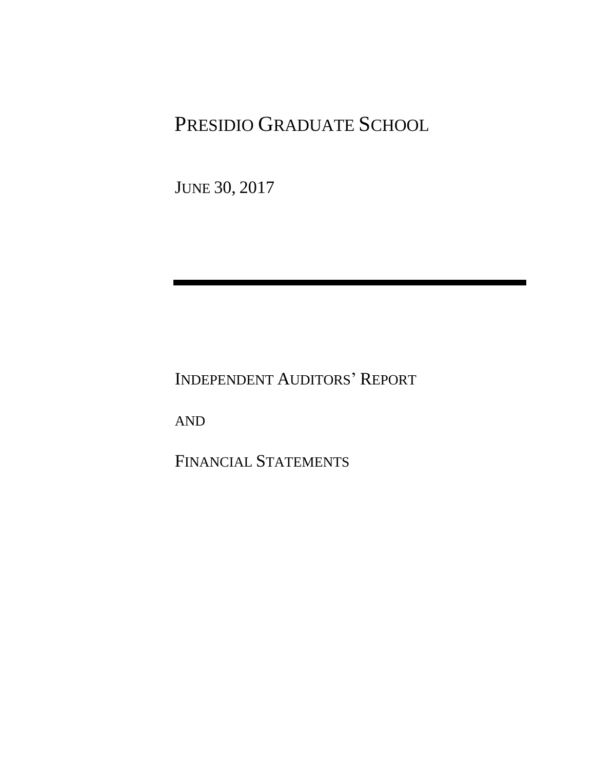# PRESIDIO GRADUATE SCHOOL

JUNE 30, 2017

---

INDEPENDENT AUDITORS' REPORT

AND

FINANCIAL STATEMENTS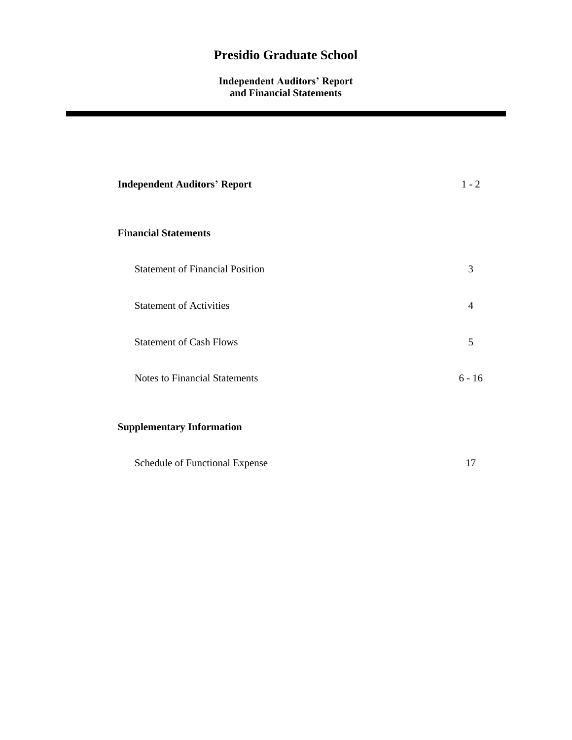# Presidio Graduate School

**Independent Auditors' Report and Financial Statements**

---

| | |
|---|---|
| **Independent Auditors' Report** | 1 - 2 |
| **Financial Statements** | |
| Statement of Financial Position | 3 |
| Statement of Activities | 4 |
| Statement of Cash Flows | 5 |
| Notes to Financial Statements | 6 - 16 |
| **Supplementary Information** | |
| Schedule of Functional Expense | 17 |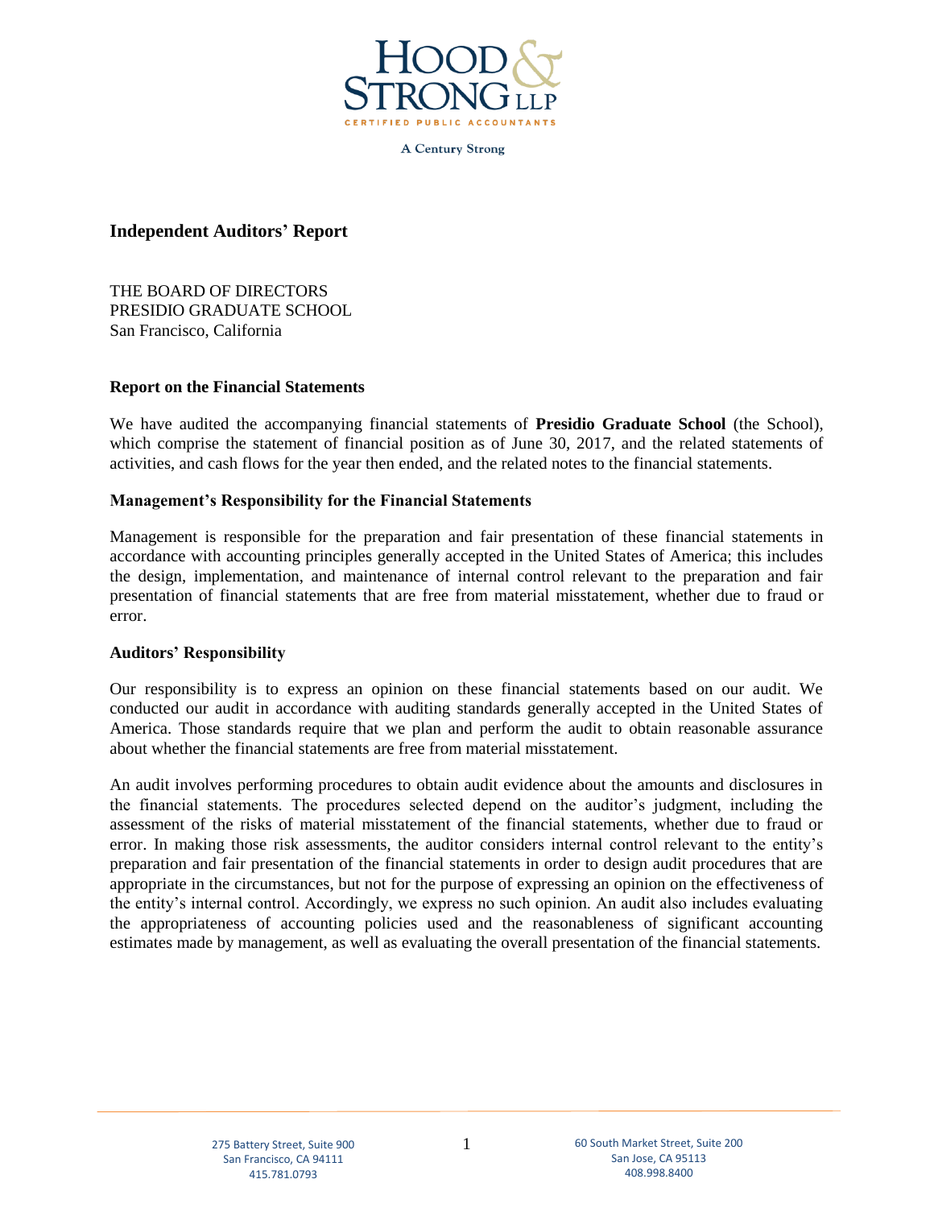**Independent Auditors' Report**

THE BOARD OF DIRECTORS
PRESIDIO GRADUATE SCHOOL
San Francisco, California

**Report on the Financial Statements**

We have audited the accompanying financial statements of **Presidio Graduate School** (the School), which comprise the statement of financial position as of June 30, 2017, and the related statements of activities, and cash flows for the year then ended, and the related notes to the financial statements.

**Management's Responsibility for the Financial Statements**

Management is responsible for the preparation and fair presentation of these financial statements in accordance with accounting principles generally accepted in the United States of America; this includes the design, implementation, and maintenance of internal control relevant to the preparation and fair presentation of financial statements that are free from material misstatement, whether due to fraud or error.

**Auditors' Responsibility**

Our responsibility is to express an opinion on these financial statements based on our audit. We conducted our audit in accordance with auditing standards generally accepted in the United States of America. Those standards require that we plan and perform the audit to obtain reasonable assurance about whether the financial statements are free from material misstatement.

An audit involves performing procedures to obtain audit evidence about the amounts and disclosures in the financial statements. The procedures selected depend on the auditor's judgment, including the assessment of the risks of material misstatement of the financial statements, whether due to fraud or error. In making those risk assessments, the auditor considers internal control relevant to the entity's preparation and fair presentation of the financial statements in order to design audit procedures that are appropriate in the circumstances, but not for the purpose of expressing an opinion on the effectiveness of the entity's internal control. Accordingly, we express no such opinion. An audit also includes evaluating the appropriateness of accounting policies used and the reasonableness of significant accounting estimates made by management, as well as evaluating the overall presentation of the financial statements.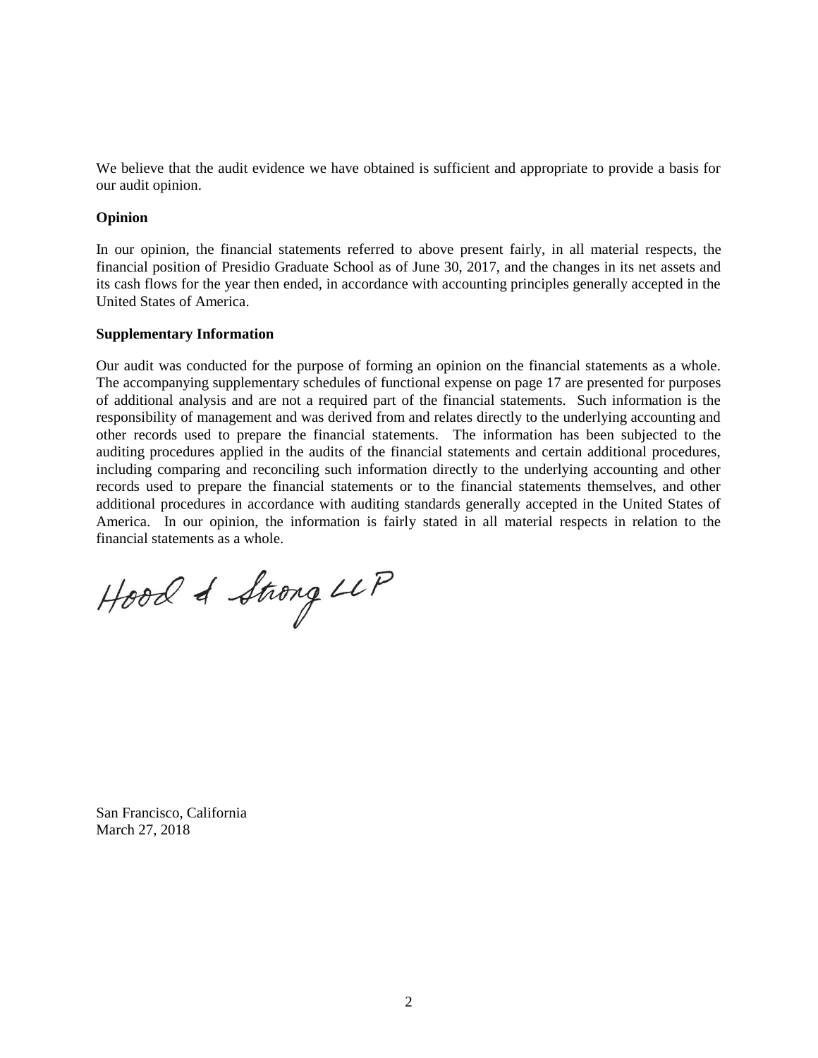We believe that the audit evidence we have obtained is sufficient and appropriate to provide a basis for our audit opinion.

**Opinion**

In our opinion, the financial statements referred to above present fairly, in all material respects, the financial position of Presidio Graduate School as of June 30, 2017, and the changes in its net assets and its cash flows for the year then ended, in accordance with accounting principles generally accepted in the United States of America.

**Supplementary Information**

Our audit was conducted for the purpose of forming an opinion on the financial statements as a whole. The accompanying supplementary schedules of functional expense on page 17 are presented for purposes of additional analysis and are not a required part of the financial statements. Such information is the responsibility of management and was derived from and relates directly to the underlying accounting and other records used to prepare the financial statements. The information has been subjected to the auditing procedures applied in the audits of the financial statements and certain additional procedures, including comparing and reconciling such information directly to the underlying accounting and other records used to prepare the financial statements or to the financial statements themselves, and other additional procedures in accordance with auditing standards generally accepted in the United States of America. In our opinion, the information is fairly stated in all material respects in relation to the financial statements as a whole.

Hood & Strong LLP

San Francisco, California
March 27, 2018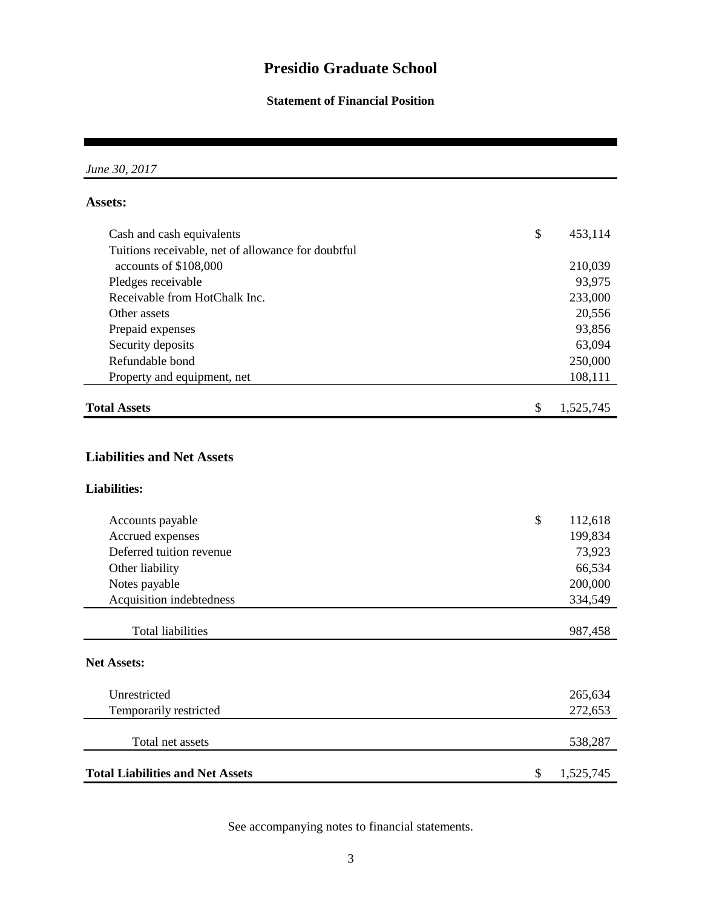# Presidio Graduate School

## Statement of Financial Position

*June 30, 2017*

| | |
|---|---|
| **Assets:** | |
| Cash and cash equivalents | $ 453,114 |
| Tuitions receivable, net of allowance for doubtful accounts of $108,000 | 210,039 |
| Pledges receivable | 93,975 |
| Receivable from HotChalk Inc. | 233,000 |
| Other assets | 20,556 |
| Prepaid expenses | 93,856 |
| Security deposits | 63,094 |
| Refundable bond | 250,000 |
| Property and equipment, net | 108,111 |
| **Total Assets** | $ 1,525,745 |
| **Liabilities and Net Assets** | |
| **Liabilities:** | |
| Accounts payable | $ 112,618 |
| Accrued expenses | 199,834 |
| Deferred tuition revenue | 73,923 |
| Other liability | 66,534 |
| Notes payable | 200,000 |
| Acquisition indebtedness | 334,549 |
| Total liabilities | 987,458 |
| **Net Assets:** | |
| Unrestricted | 265,634 |
| Temporarily restricted | 272,653 |
| Total net assets | 538,287 |
| **Total Liabilities and Net Assets** | $ 1,525,745 |

See accompanying notes to financial statements.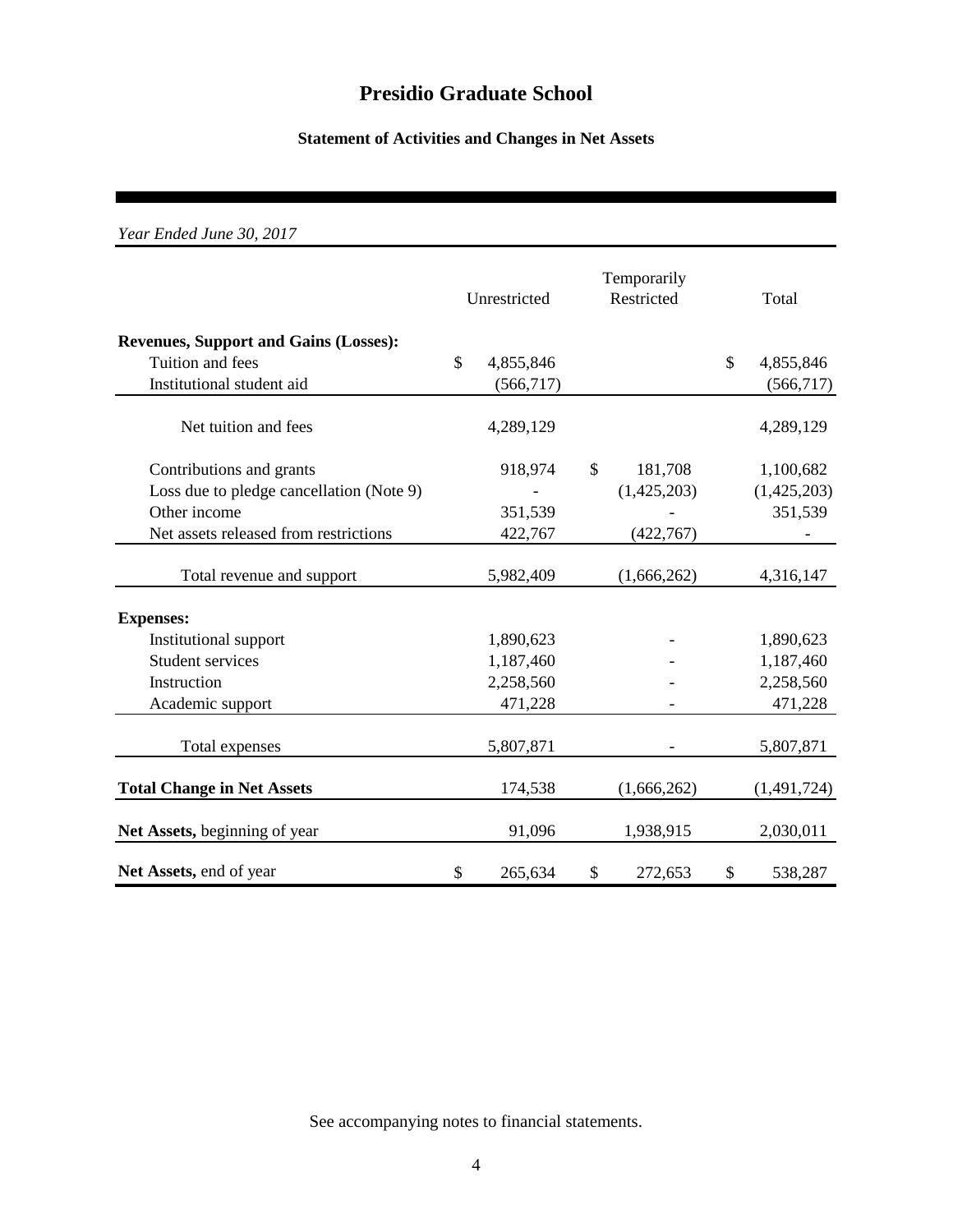# Presidio Graduate School

## Statement of Activities and Changes in Net Assets

*Year Ended June 30, 2017*

| | Unrestricted | Temporarily Restricted | Total |
|---|---|---|---|
| **Revenues, Support and Gains (Losses):** | | | |
| Tuition and fees | $ 4,855,846 | | $ 4,855,846 |
| Institutional student aid | (566,717) | | (566,717) |
| Net tuition and fees | 4,289,129 | | 4,289,129 |
| Contributions and grants | 918,974 | $ 181,708 | 1,100,682 |
| Loss due to pledge cancellation (Note 9) | - | (1,425,203) | (1,425,203) |
| Other income | 351,539 | - | 351,539 |
| Net assets released from restrictions | 422,767 | (422,767) | - |
| Total revenue and support | 5,982,409 | (1,666,262) | 4,316,147 |
| **Expenses:** | | | |
| Institutional support | 1,890,623 | - | 1,890,623 |
| Student services | 1,187,460 | - | 1,187,460 |
| Instruction | 2,258,560 | - | 2,258,560 |
| Academic support | 471,228 | - | 471,228 |
| Total expenses | 5,807,871 | - | 5,807,871 |
| **Total Change in Net Assets** | 174,538 | (1,666,262) | (1,491,724) |
| **Net Assets,** beginning of year | 91,096 | 1,938,915 | 2,030,011 |
| **Net Assets,** end of year | $ 265,634 | $ 272,653 | $ 538,287 |

See accompanying notes to financial statements.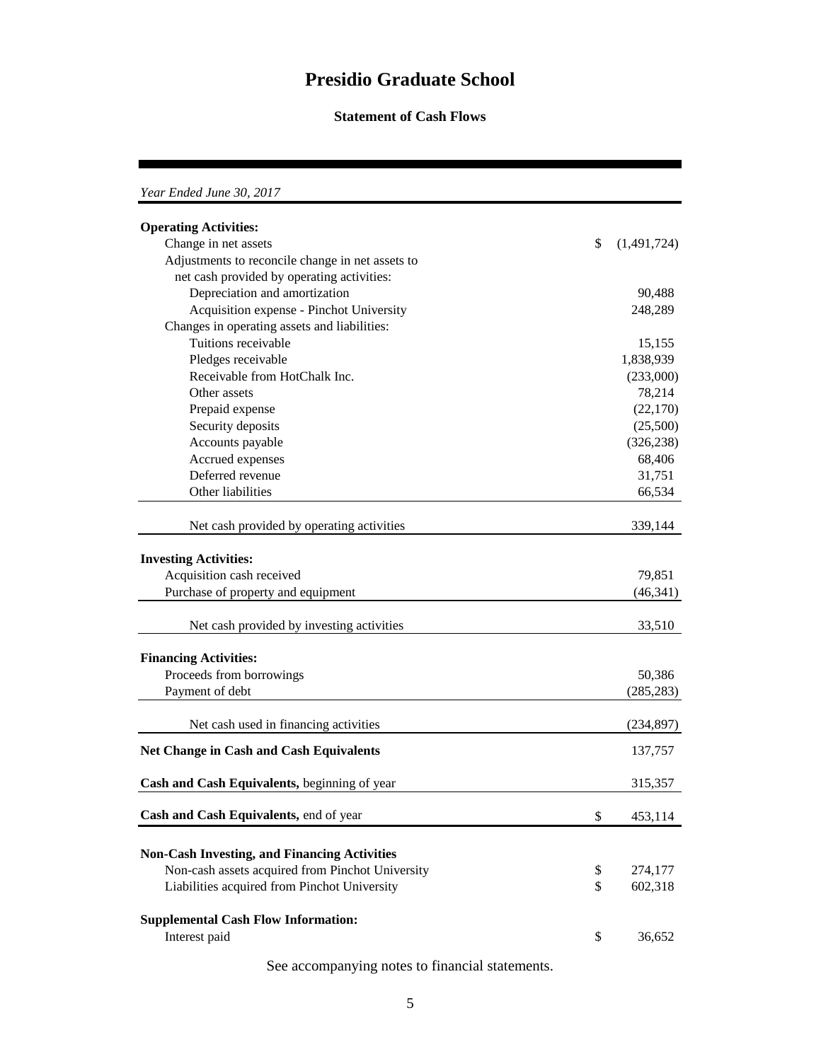# Presidio Graduate School

## Statement of Cash Flows

*Year Ended June 30, 2017*

| | |
|---|---|
| **Operating Activities:** | |
| Change in net assets | $ (1,491,724) |
| Adjustments to reconcile change in net assets to net cash provided by operating activities: | |
| Depreciation and amortization | 90,488 |
| Acquisition expense - Pinchot University | 248,289 |
| Changes in operating assets and liabilities: | |
| Tuitions receivable | 15,155 |
| Pledges receivable | 1,838,939 |
| Receivable from HotChalk Inc. | (233,000) |
| Other assets | 78,214 |
| Prepaid expense | (22,170) |
| Security deposits | (25,500) |
| Accounts payable | (326,238) |
| Accrued expenses | 68,406 |
| Deferred revenue | 31,751 |
| Other liabilities | 66,534 |
| Net cash provided by operating activities | 339,144 |
| **Investing Activities:** | |
| Acquisition cash received | 79,851 |
| Purchase of property and equipment | (46,341) |
| Net cash provided by investing activities | 33,510 |
| **Financing Activities:** | |
| Proceeds from borrowings | 50,386 |
| Payment of debt | (285,283) |
| Net cash used in financing activities | (234,897) |
| **Net Change in Cash and Cash Equivalents** | 137,757 |
| **Cash and Cash Equivalents,** beginning of year | 315,357 |
| **Cash and Cash Equivalents,** end of year | $ 453,114 |
| **Non-Cash Investing, and Financing Activities** | |
| Non-cash assets acquired from Pinchot University | $ 274,177 |
| Liabilities acquired from Pinchot University | $ 602,318 |
| **Supplemental Cash Flow Information:** | |
| Interest paid | $ 36,652 |

See accompanying notes to financial statements.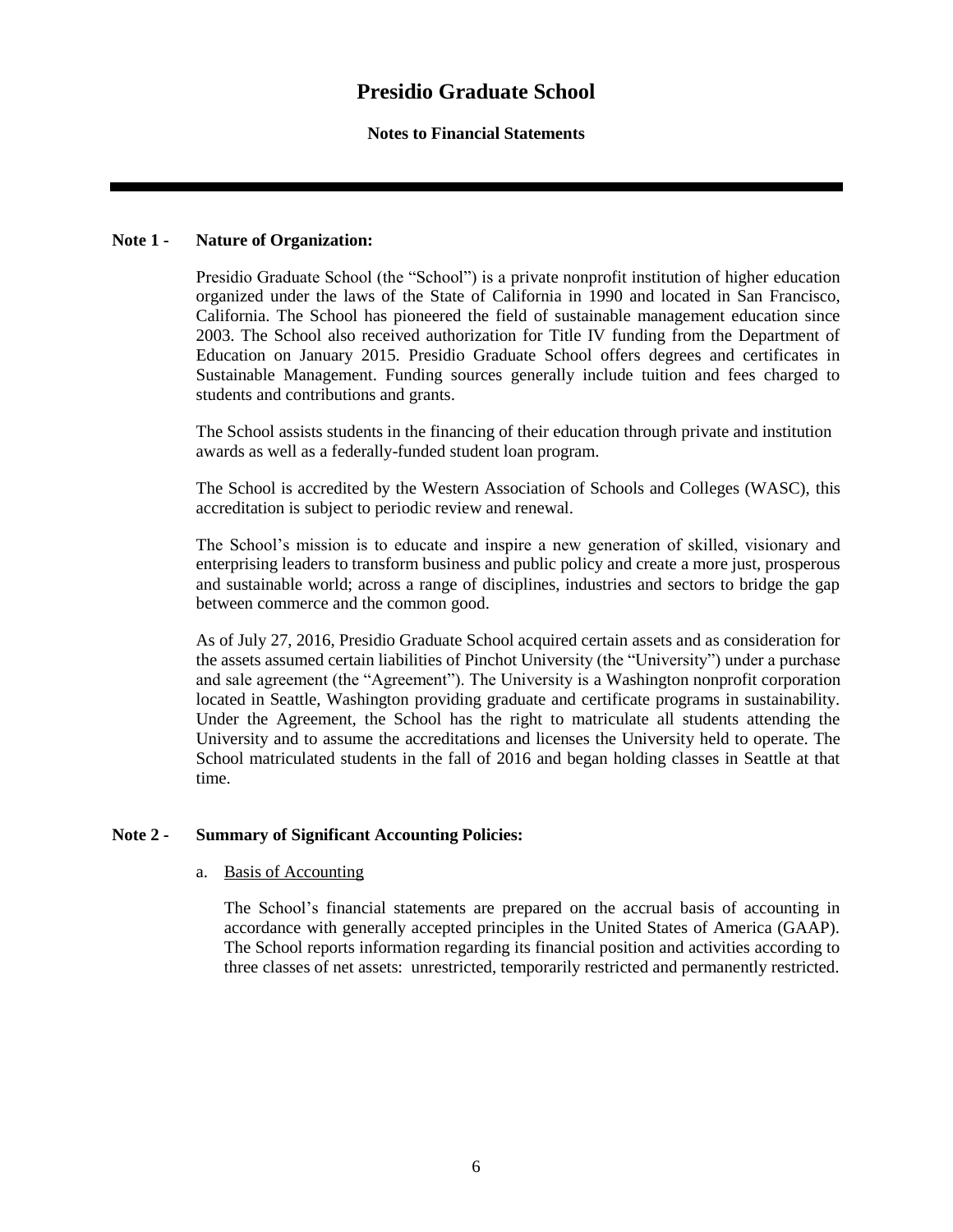# Presidio Graduate School

**Notes to Financial Statements**

**Note 1 - Nature of Organization:**

Presidio Graduate School (the "School") is a private nonprofit institution of higher education organized under the laws of the State of California in 1990 and located in San Francisco, California. The School has pioneered the field of sustainable management education since 2003. The School also received authorization for Title IV funding from the Department of Education on January 2015. Presidio Graduate School offers degrees and certificates in Sustainable Management. Funding sources generally include tuition and fees charged to students and contributions and grants.

The School assists students in the financing of their education through private and institution awards as well as a federally-funded student loan program.

The School is accredited by the Western Association of Schools and Colleges (WASC), this accreditation is subject to periodic review and renewal.

The School's mission is to educate and inspire a new generation of skilled, visionary and enterprising leaders to transform business and public policy and create a more just, prosperous and sustainable world; across a range of disciplines, industries and sectors to bridge the gap between commerce and the common good.

As of July 27, 2016, Presidio Graduate School acquired certain assets and as consideration for the assets assumed certain liabilities of Pinchot University (the "University") under a purchase and sale agreement (the "Agreement"). The University is a Washington nonprofit corporation located in Seattle, Washington providing graduate and certificate programs in sustainability. Under the Agreement, the School has the right to matriculate all students attending the University and to assume the accreditations and licenses the University held to operate. The School matriculated students in the fall of 2016 and began holding classes in Seattle at that time.

**Note 2 - Summary of Significant Accounting Policies:**

a. Basis of Accounting

The School's financial statements are prepared on the accrual basis of accounting in accordance with generally accepted principles in the United States of America (GAAP). The School reports information regarding its financial position and activities according to three classes of net assets: unrestricted, temporarily restricted and permanently restricted.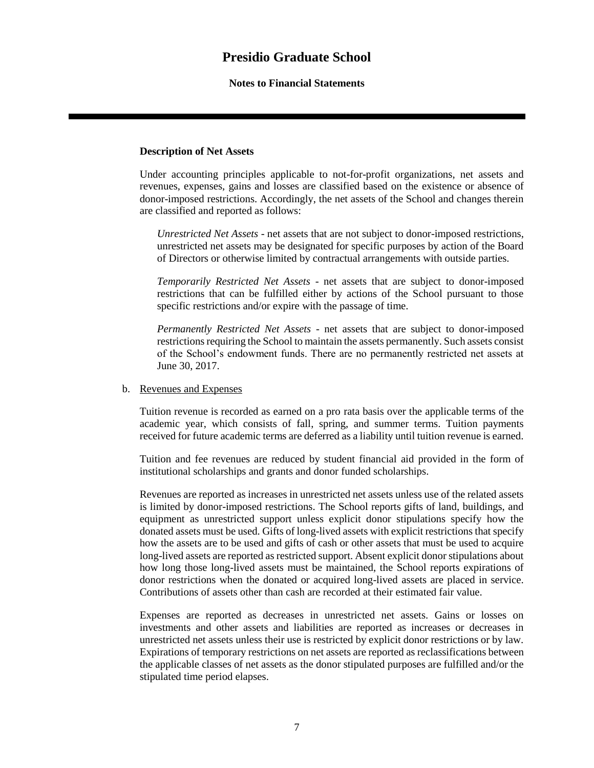**Description of Net Assets**

Under accounting principles applicable to not-for-profit organizations, net assets and revenues, expenses, gains and losses are classified based on the existence or absence of donor-imposed restrictions. Accordingly, the net assets of the School and changes therein are classified and reported as follows:

*Unrestricted Net Assets* - net assets that are not subject to donor-imposed restrictions, unrestricted net assets may be designated for specific purposes by action of the Board of Directors or otherwise limited by contractual arrangements with outside parties.

*Temporarily Restricted Net Assets* - net assets that are subject to donor-imposed restrictions that can be fulfilled either by actions of the School pursuant to those specific restrictions and/or expire with the passage of time.

*Permanently Restricted Net Assets* - net assets that are subject to donor-imposed restrictions requiring the School to maintain the assets permanently. Such assets consist of the School's endowment funds. There are no permanently restricted net assets at June 30, 2017.

b. Revenues and Expenses

Tuition revenue is recorded as earned on a pro rata basis over the applicable terms of the academic year, which consists of fall, spring, and summer terms. Tuition payments received for future academic terms are deferred as a liability until tuition revenue is earned.

Tuition and fee revenues are reduced by student financial aid provided in the form of institutional scholarships and grants and donor funded scholarships.

Revenues are reported as increases in unrestricted net assets unless use of the related assets is limited by donor-imposed restrictions. The School reports gifts of land, buildings, and equipment as unrestricted support unless explicit donor stipulations specify how the donated assets must be used. Gifts of long-lived assets with explicit restrictions that specify how the assets are to be used and gifts of cash or other assets that must be used to acquire long-lived assets are reported as restricted support. Absent explicit donor stipulations about how long those long-lived assets must be maintained, the School reports expirations of donor restrictions when the donated or acquired long-lived assets are placed in service. Contributions of assets other than cash are recorded at their estimated fair value.

Expenses are reported as decreases in unrestricted net assets. Gains or losses on investments and other assets and liabilities are reported as increases or decreases in unrestricted net assets unless their use is restricted by explicit donor restrictions or by law. Expirations of temporary restrictions on net assets are reported as reclassifications between the applicable classes of net assets as the donor stipulated purposes are fulfilled and/or the stipulated time period elapses.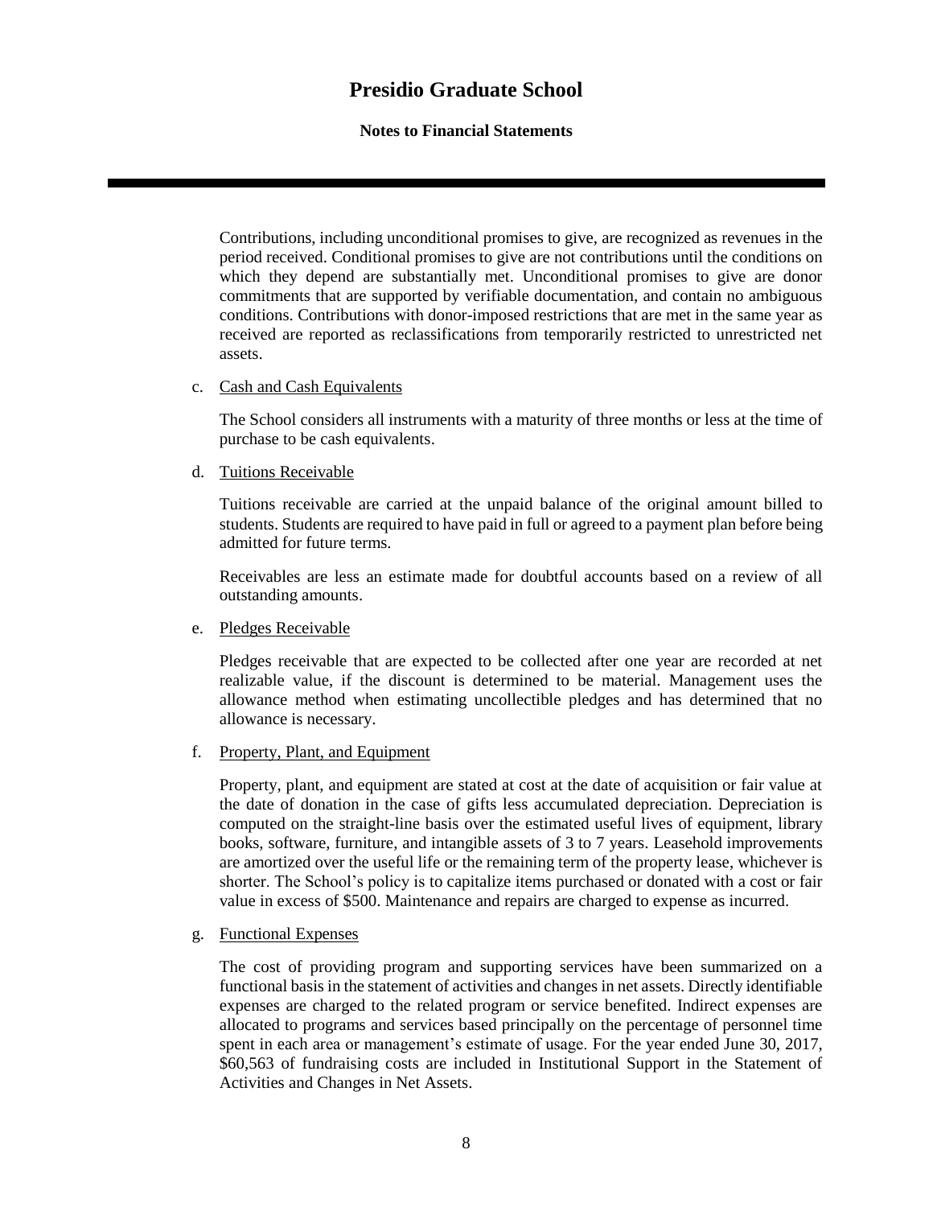Contributions, including unconditional promises to give, are recognized as revenues in the period received. Conditional promises to give are not contributions until the conditions on which they depend are substantially met. Unconditional promises to give are donor commitments that are supported by verifiable documentation, and contain no ambiguous conditions. Contributions with donor-imposed restrictions that are met in the same year as received are reported as reclassifications from temporarily restricted to unrestricted net assets.

c. Cash and Cash Equivalents

The School considers all instruments with a maturity of three months or less at the time of purchase to be cash equivalents.

d. Tuitions Receivable

Tuitions receivable are carried at the unpaid balance of the original amount billed to students. Students are required to have paid in full or agreed to a payment plan before being admitted for future terms.

Receivables are less an estimate made for doubtful accounts based on a review of all outstanding amounts.

e. Pledges Receivable

Pledges receivable that are expected to be collected after one year are recorded at net realizable value, if the discount is determined to be material. Management uses the allowance method when estimating uncollectible pledges and has determined that no allowance is necessary.

f. Property, Plant, and Equipment

Property, plant, and equipment are stated at cost at the date of acquisition or fair value at the date of donation in the case of gifts less accumulated depreciation. Depreciation is computed on the straight-line basis over the estimated useful lives of equipment, library books, software, furniture, and intangible assets of 3 to 7 years. Leasehold improvements are amortized over the useful life or the remaining term of the property lease, whichever is shorter. The School's policy is to capitalize items purchased or donated with a cost or fair value in excess of $500. Maintenance and repairs are charged to expense as incurred.

g. Functional Expenses

The cost of providing program and supporting services have been summarized on a functional basis in the statement of activities and changes in net assets. Directly identifiable expenses are charged to the related program or service benefited. Indirect expenses are allocated to programs and services based principally on the percentage of personnel time spent in each area or management's estimate of usage. For the year ended June 30, 2017, $60,563 of fundraising costs are included in Institutional Support in the Statement of Activities and Changes in Net Assets.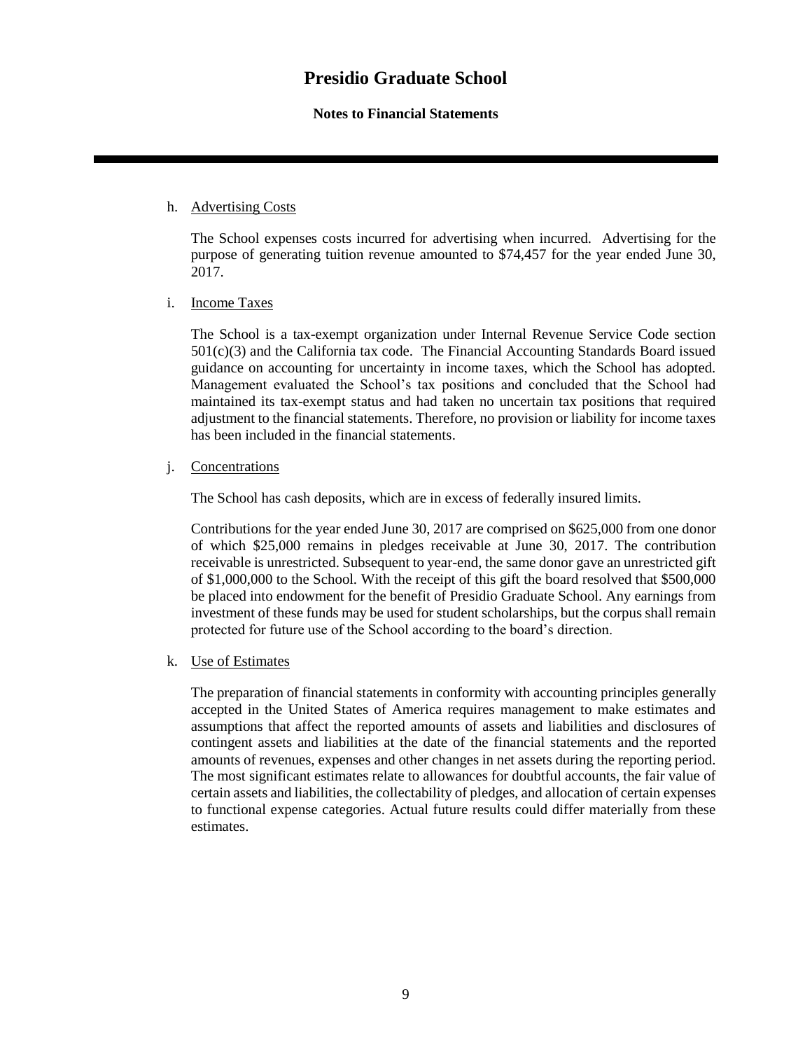# Presidio Graduate School

**Notes to Financial Statements**

h. Advertising Costs

The School expenses costs incurred for advertising when incurred. Advertising for the purpose of generating tuition revenue amounted to $74,457 for the year ended June 30, 2017.

i. Income Taxes

The School is a tax-exempt organization under Internal Revenue Service Code section 501(c)(3) and the California tax code. The Financial Accounting Standards Board issued guidance on accounting for uncertainty in income taxes, which the School has adopted. Management evaluated the School's tax positions and concluded that the School had maintained its tax-exempt status and had taken no uncertain tax positions that required adjustment to the financial statements. Therefore, no provision or liability for income taxes has been included in the financial statements.

j. Concentrations

The School has cash deposits, which are in excess of federally insured limits.

Contributions for the year ended June 30, 2017 are comprised on $625,000 from one donor of which $25,000 remains in pledges receivable at June 30, 2017. The contribution receivable is unrestricted. Subsequent to year-end, the same donor gave an unrestricted gift of $1,000,000 to the School. With the receipt of this gift the board resolved that $500,000 be placed into endowment for the benefit of Presidio Graduate School. Any earnings from investment of these funds may be used for student scholarships, but the corpus shall remain protected for future use of the School according to the board's direction.

k. Use of Estimates

The preparation of financial statements in conformity with accounting principles generally accepted in the United States of America requires management to make estimates and assumptions that affect the reported amounts of assets and liabilities and disclosures of contingent assets and liabilities at the date of the financial statements and the reported amounts of revenues, expenses and other changes in net assets during the reporting period. The most significant estimates relate to allowances for doubtful accounts, the fair value of certain assets and liabilities, the collectability of pledges, and allocation of certain expenses to functional expense categories. Actual future results could differ materially from these estimates.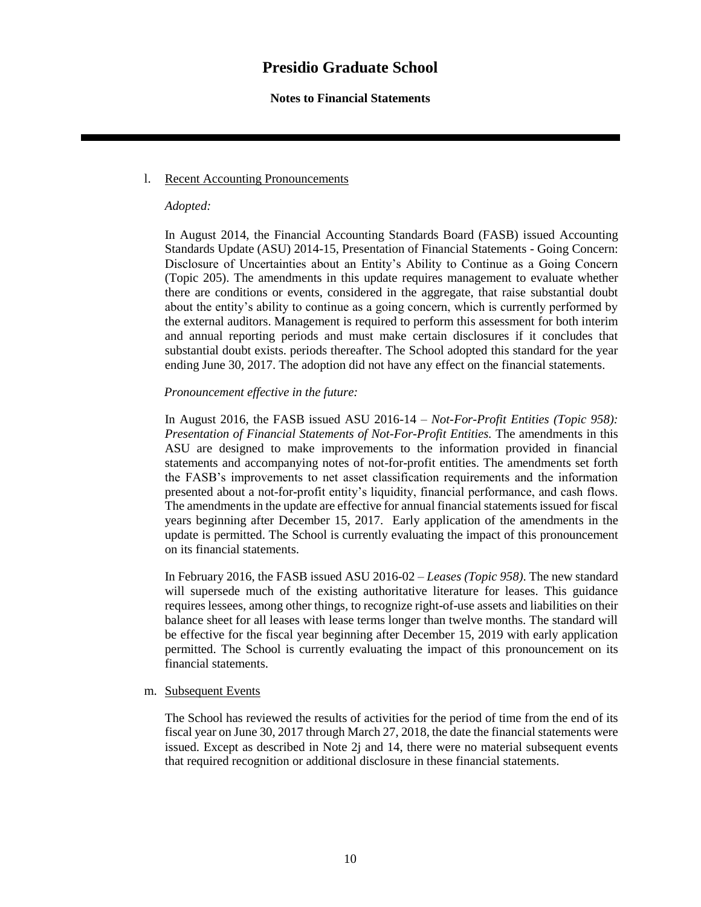# Presidio Graduate School

**Notes to Financial Statements**

l. Recent Accounting Pronouncements

*Adopted:*

In August 2014, the Financial Accounting Standards Board (FASB) issued Accounting Standards Update (ASU) 2014-15, Presentation of Financial Statements - Going Concern: Disclosure of Uncertainties about an Entity's Ability to Continue as a Going Concern (Topic 205). The amendments in this update requires management to evaluate whether there are conditions or events, considered in the aggregate, that raise substantial doubt about the entity's ability to continue as a going concern, which is currently performed by the external auditors. Management is required to perform this assessment for both interim and annual reporting periods and must make certain disclosures if it concludes that substantial doubt exists. periods thereafter. The School adopted this standard for the year ending June 30, 2017. The adoption did not have any effect on the financial statements.

*Pronouncement effective in the future:*

In August 2016, the FASB issued ASU 2016-14 – *Not-For-Profit Entities (Topic 958): Presentation of Financial Statements of Not-For-Profit Entities.* The amendments in this ASU are designed to make improvements to the information provided in financial statements and accompanying notes of not-for-profit entities. The amendments set forth the FASB's improvements to net asset classification requirements and the information presented about a not-for-profit entity's liquidity, financial performance, and cash flows. The amendments in the update are effective for annual financial statements issued for fiscal years beginning after December 15, 2017. Early application of the amendments in the update is permitted. The School is currently evaluating the impact of this pronouncement on its financial statements.

In February 2016, the FASB issued ASU 2016-02 – *Leases (Topic 958)*. The new standard will supersede much of the existing authoritative literature for leases. This guidance requires lessees, among other things, to recognize right-of-use assets and liabilities on their balance sheet for all leases with lease terms longer than twelve months. The standard will be effective for the fiscal year beginning after December 15, 2019 with early application permitted. The School is currently evaluating the impact of this pronouncement on its financial statements.

m. Subsequent Events

The School has reviewed the results of activities for the period of time from the end of its fiscal year on June 30, 2017 through March 27, 2018, the date the financial statements were issued. Except as described in Note 2j and 14, there were no material subsequent events that required recognition or additional disclosure in these financial statements.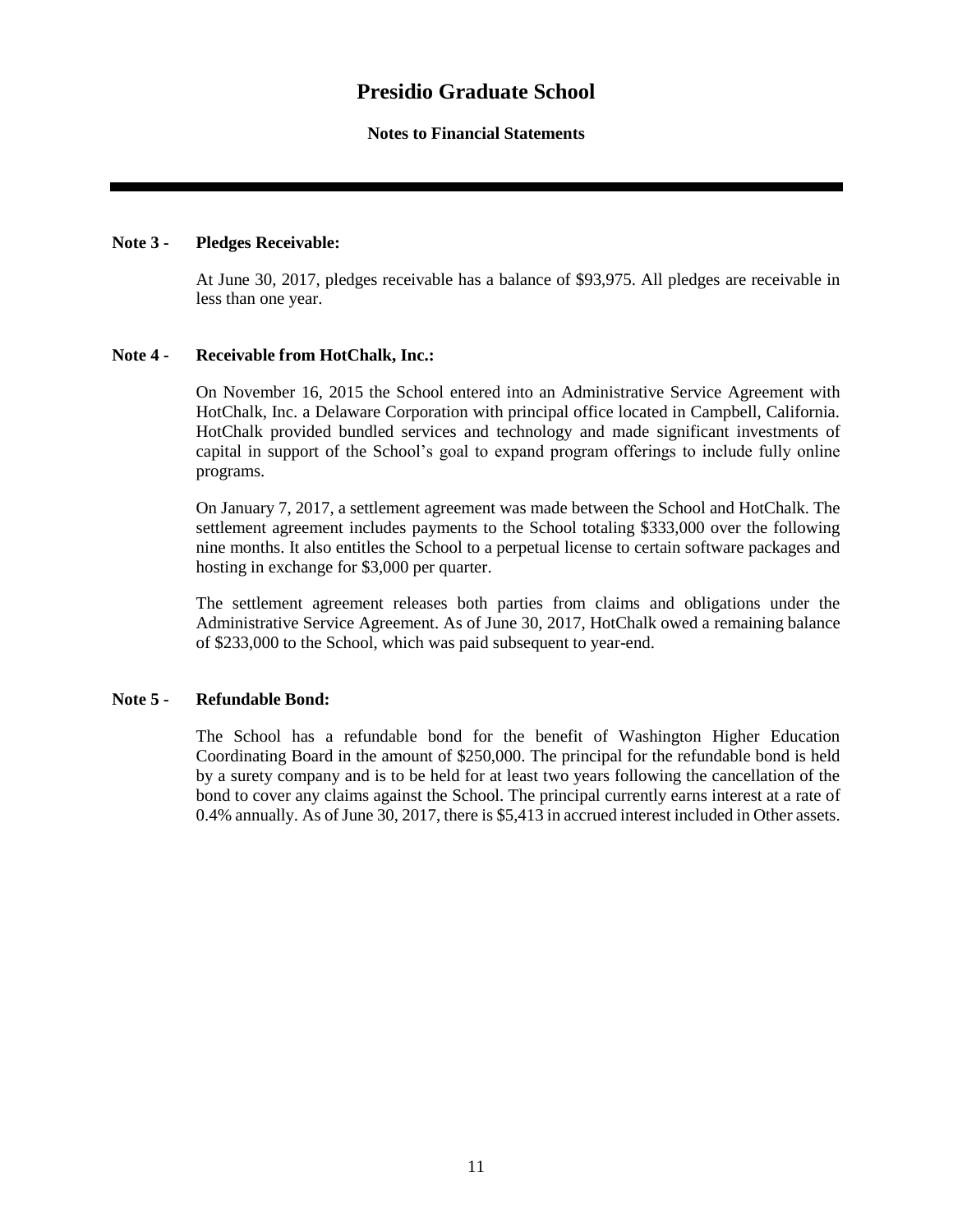# Presidio Graduate School

**Notes to Financial Statements**

**Note 3 - Pledges Receivable:**

At June 30, 2017, pledges receivable has a balance of $93,975. All pledges are receivable in less than one year.

**Note 4 - Receivable from HotChalk, Inc.:**

On November 16, 2015 the School entered into an Administrative Service Agreement with HotChalk, Inc. a Delaware Corporation with principal office located in Campbell, California. HotChalk provided bundled services and technology and made significant investments of capital in support of the School's goal to expand program offerings to include fully online programs.

On January 7, 2017, a settlement agreement was made between the School and HotChalk. The settlement agreement includes payments to the School totaling $333,000 over the following nine months. It also entitles the School to a perpetual license to certain software packages and hosting in exchange for $3,000 per quarter.

The settlement agreement releases both parties from claims and obligations under the Administrative Service Agreement. As of June 30, 2017, HotChalk owed a remaining balance of $233,000 to the School, which was paid subsequent to year-end.

**Note 5 - Refundable Bond:**

The School has a refundable bond for the benefit of Washington Higher Education Coordinating Board in the amount of $250,000. The principal for the refundable bond is held by a surety company and is to be held for at least two years following the cancellation of the bond to cover any claims against the School. The principal currently earns interest at a rate of 0.4% annually. As of June 30, 2017, there is $5,413 in accrued interest included in Other assets.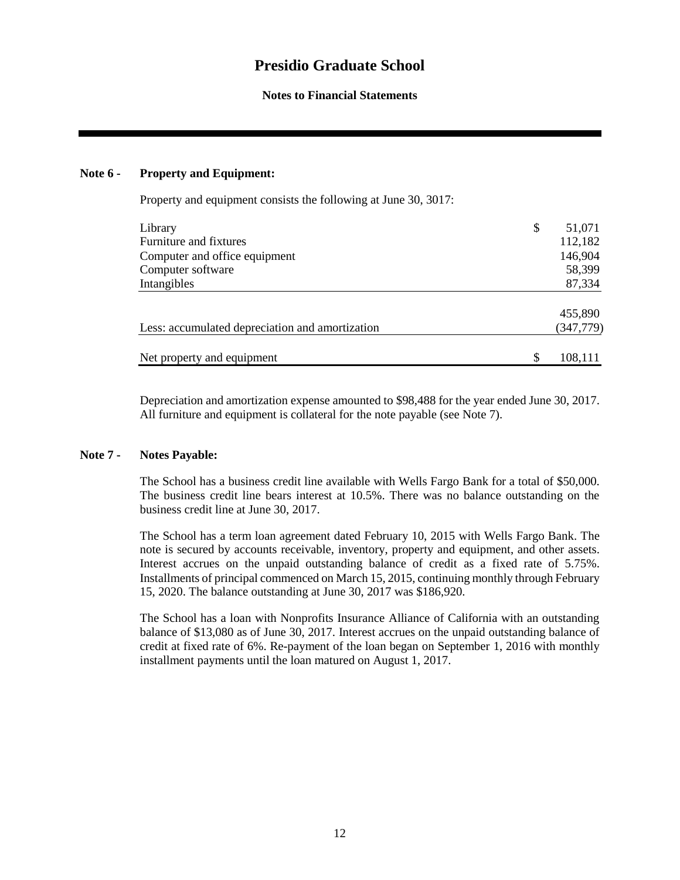# Presidio Graduate School

## Notes to Financial Statements

### Note 6 - Property and Equipment:

Property and equipment consists the following at June 30, 3017:

| | | |
|---|---|---|
| Library | $ | 51,071 |
| Furniture and fixtures | | 112,182 |
| Computer and office equipment | | 146,904 |
| Computer software | | 58,399 |
| Intangibles | | 87,334 |
| | | 455,890 |
| Less: accumulated depreciation and amortization | | (347,779) |
| Net property and equipment | $ | 108,111 |

Depreciation and amortization expense amounted to $98,488 for the year ended June 30, 2017. All furniture and equipment is collateral for the note payable (see Note 7).

### Note 7 - Notes Payable:

The School has a business credit line available with Wells Fargo Bank for a total of $50,000. The business credit line bears interest at 10.5%. There was no balance outstanding on the business credit line at June 30, 2017.

The School has a term loan agreement dated February 10, 2015 with Wells Fargo Bank. The note is secured by accounts receivable, inventory, property and equipment, and other assets. Interest accrues on the unpaid outstanding balance of credit as a fixed rate of 5.75%. Installments of principal commenced on March 15, 2015, continuing monthly through February 15, 2020. The balance outstanding at June 30, 2017 was $186,920.

The School has a loan with Nonprofits Insurance Alliance of California with an outstanding balance of $13,080 as of June 30, 2017. Interest accrues on the unpaid outstanding balance of credit at fixed rate of 6%. Re-payment of the loan began on September 1, 2016 with monthly installment payments until the loan matured on August 1, 2017.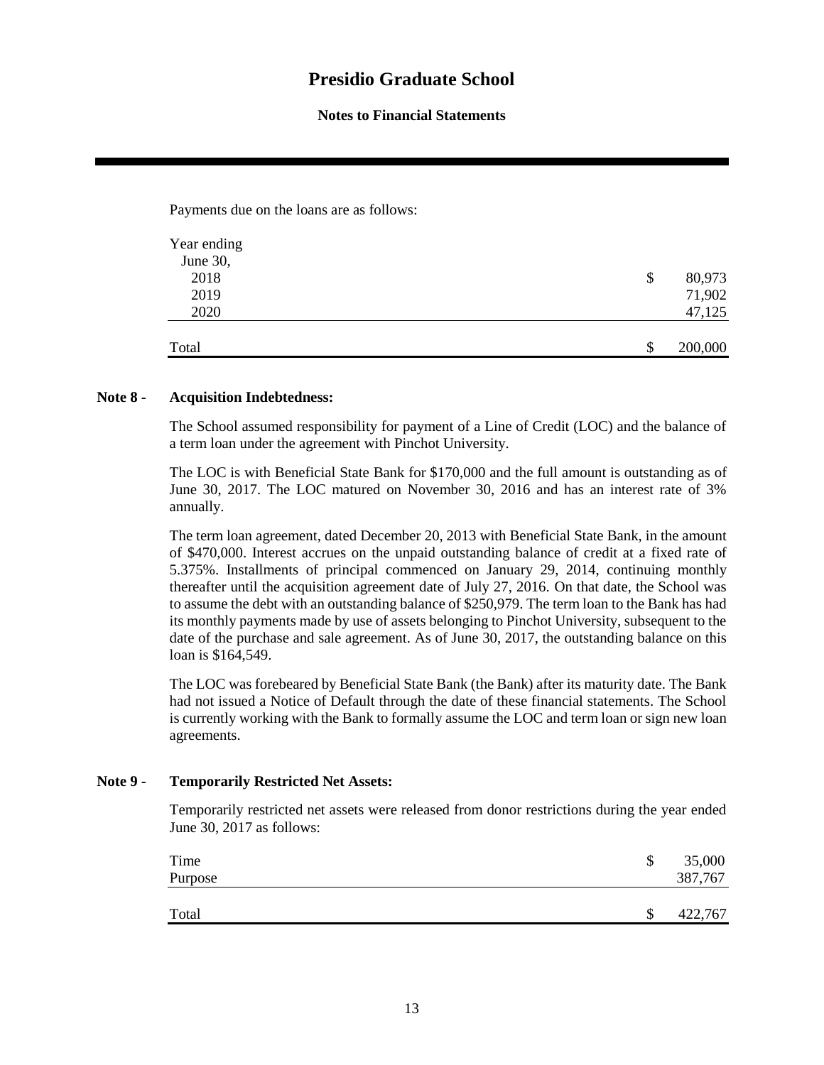Payments due on the loans are as follows:

| Year ending June 30, | | |
|---|---|---|
| 2018 | $ | 80,973 |
| 2019 | | 71,902 |
| 2020 | | 47,125 |
| Total | $ | 200,000 |

**Note 8 - Acquisition Indebtedness:**

The School assumed responsibility for payment of a Line of Credit (LOC) and the balance of a term loan under the agreement with Pinchot University.

The LOC is with Beneficial State Bank for $170,000 and the full amount is outstanding as of June 30, 2017. The LOC matured on November 30, 2016 and has an interest rate of 3% annually.

The term loan agreement, dated December 20, 2013 with Beneficial State Bank, in the amount of $470,000. Interest accrues on the unpaid outstanding balance of credit at a fixed rate of 5.375%. Installments of principal commenced on January 29, 2014, continuing monthly thereafter until the acquisition agreement date of July 27, 2016. On that date, the School was to assume the debt with an outstanding balance of $250,979. The term loan to the Bank has had its monthly payments made by use of assets belonging to Pinchot University, subsequent to the date of the purchase and sale agreement. As of June 30, 2017, the outstanding balance on this loan is $164,549.

The LOC was forebeared by Beneficial State Bank (the Bank) after its maturity date. The Bank had not issued a Notice of Default through the date of these financial statements. The School is currently working with the Bank to formally assume the LOC and term loan or sign new loan agreements.

**Note 9 - Temporarily Restricted Net Assets:**

Temporarily restricted net assets were released from donor restrictions during the year ended June 30, 2017 as follows:

| | | |
|---|---|---|
| Time | $ | 35,000 |
| Purpose | | 387,767 |
| Total | $ | 422,767 |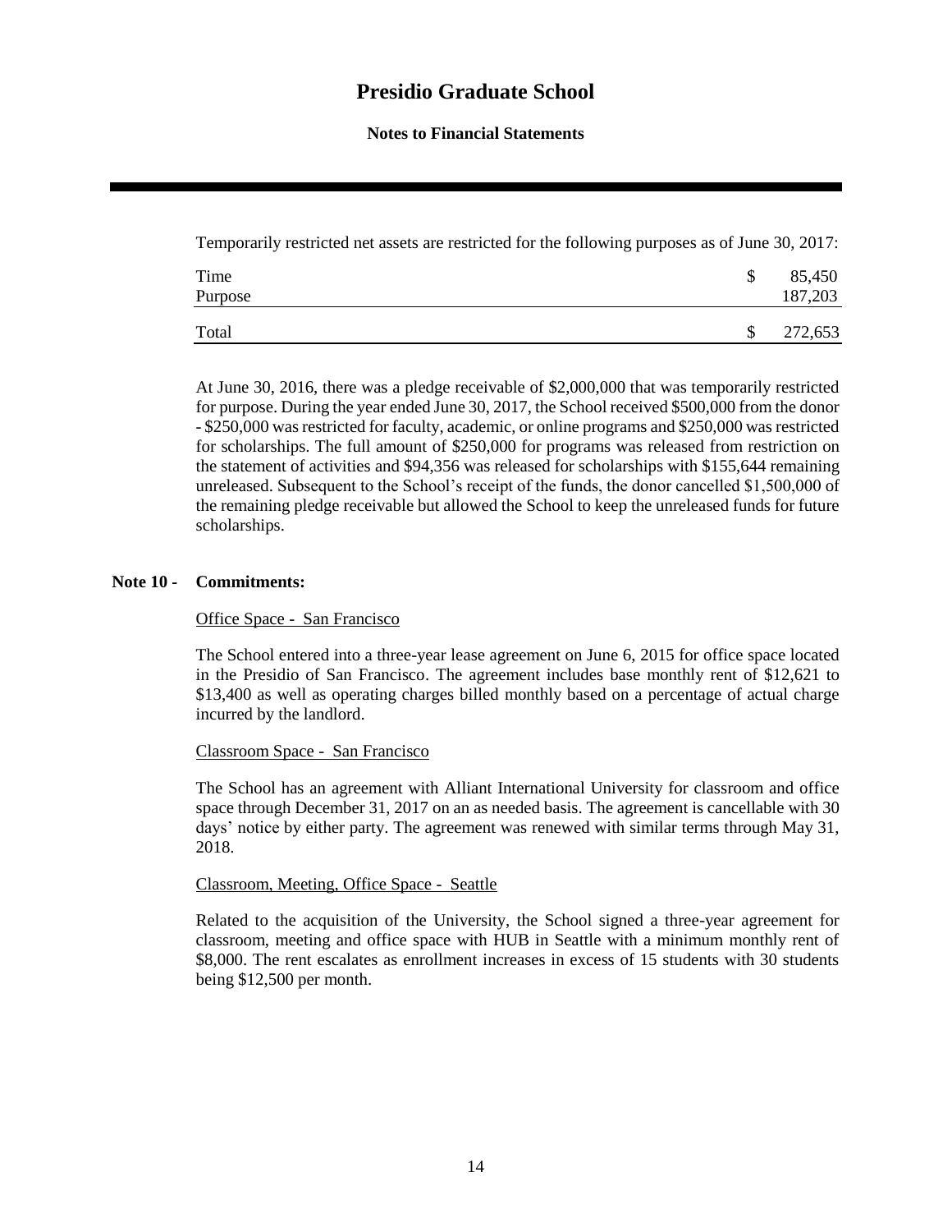Temporarily restricted net assets are restricted for the following purposes as of June 30, 2017:

| | | |
|---|---|---|
| Time | $ | 85,450 |
| Purpose | | 187,203 |
| Total | $ | 272,653 |

At June 30, 2016, there was a pledge receivable of $2,000,000 that was temporarily restricted for purpose. During the year ended June 30, 2017, the School received $500,000 from the donor - $250,000 was restricted for faculty, academic, or online programs and $250,000 was restricted for scholarships. The full amount of $250,000 for programs was released from restriction on the statement of activities and $94,356 was released for scholarships with $155,644 remaining unreleased. Subsequent to the School's receipt of the funds, the donor cancelled $1,500,000 of the remaining pledge receivable but allowed the School to keep the unreleased funds for future scholarships.

## Note 10 - Commitments:

Office Space - San Francisco

The School entered into a three-year lease agreement on June 6, 2015 for office space located in the Presidio of San Francisco. The agreement includes base monthly rent of $12,621 to $13,400 as well as operating charges billed monthly based on a percentage of actual charge incurred by the landlord.

Classroom Space - San Francisco

The School has an agreement with Alliant International University for classroom and office space through December 31, 2017 on an as needed basis. The agreement is cancellable with 30 days' notice by either party. The agreement was renewed with similar terms through May 31, 2018.

Classroom, Meeting, Office Space - Seattle

Related to the acquisition of the University, the School signed a three-year agreement for classroom, meeting and office space with HUB in Seattle with a minimum monthly rent of $8,000. The rent escalates as enrollment increases in excess of 15 students with 30 students being $12,500 per month.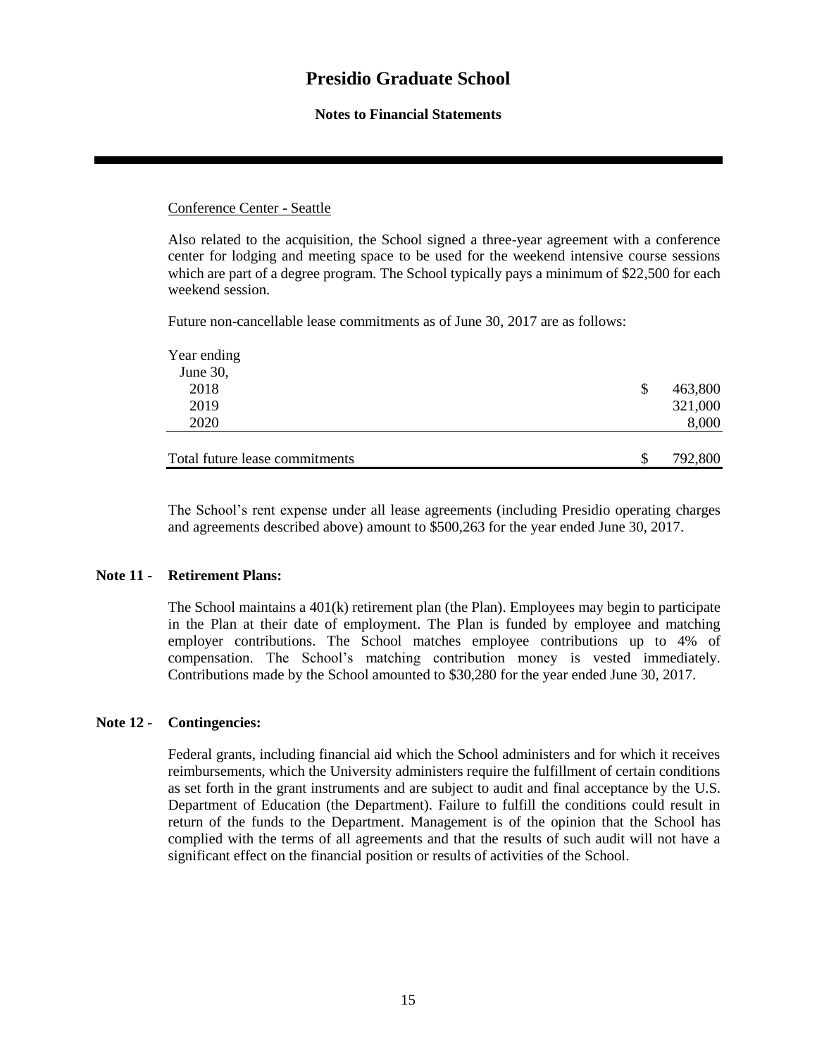Conference Center - Seattle

Also related to the acquisition, the School signed a three-year agreement with a conference center for lodging and meeting space to be used for the weekend intensive course sessions which are part of a degree program. The School typically pays a minimum of $22,500 for each weekend session.

Future non-cancellable lease commitments as of June 30, 2017 are as follows:

| Year ending June 30, | |
|---|---|
| 2018 | $ 463,800 |
| 2019 | 321,000 |
| 2020 | 8,000 |
| Total future lease commitments | $ 792,800 |

The School's rent expense under all lease agreements (including Presidio operating charges and agreements described above) amount to $500,263 for the year ended June 30, 2017.

## Note 11 - Retirement Plans:

The School maintains a 401(k) retirement plan (the Plan). Employees may begin to participate in the Plan at their date of employment. The Plan is funded by employee and matching employer contributions. The School matches employee contributions up to 4% of compensation. The School's matching contribution money is vested immediately. Contributions made by the School amounted to $30,280 for the year ended June 30, 2017.

## Note 12 - Contingencies:

Federal grants, including financial aid which the School administers and for which it receives reimbursements, which the University administers require the fulfillment of certain conditions as set forth in the grant instruments and are subject to audit and final acceptance by the U.S. Department of Education (the Department). Failure to fulfill the conditions could result in return of the funds to the Department. Management is of the opinion that the School has complied with the terms of all agreements and that the results of such audit will not have a significant effect on the financial position or results of activities of the School.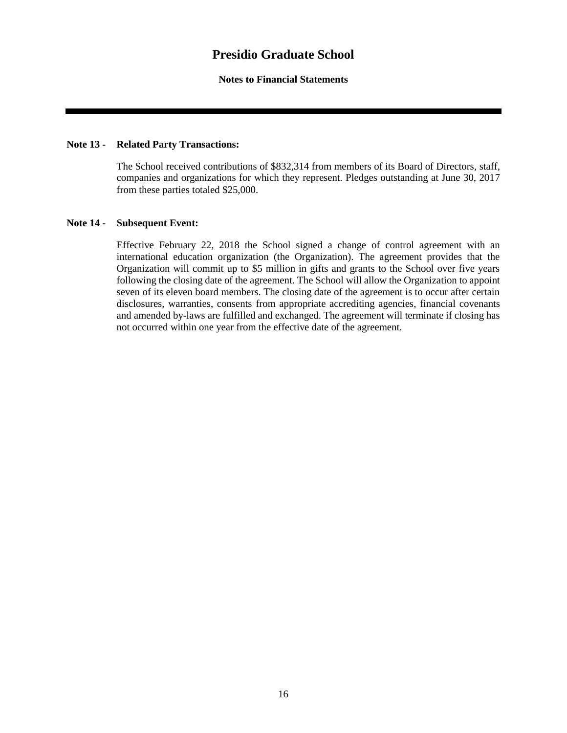## Note 13 - Related Party Transactions:

The School received contributions of $832,314 from members of its Board of Directors, staff, companies and organizations for which they represent. Pledges outstanding at June 30, 2017 from these parties totaled $25,000.

## Note 14 - Subsequent Event:

Effective February 22, 2018 the School signed a change of control agreement with an international education organization (the Organization). The agreement provides that the Organization will commit up to $5 million in gifts and grants to the School over five years following the closing date of the agreement. The School will allow the Organization to appoint seven of its eleven board members. The closing date of the agreement is to occur after certain disclosures, warranties, consents from appropriate accrediting agencies, financial covenants and amended by-laws are fulfilled and exchanged. The agreement will terminate if closing has not occurred within one year from the effective date of the agreement.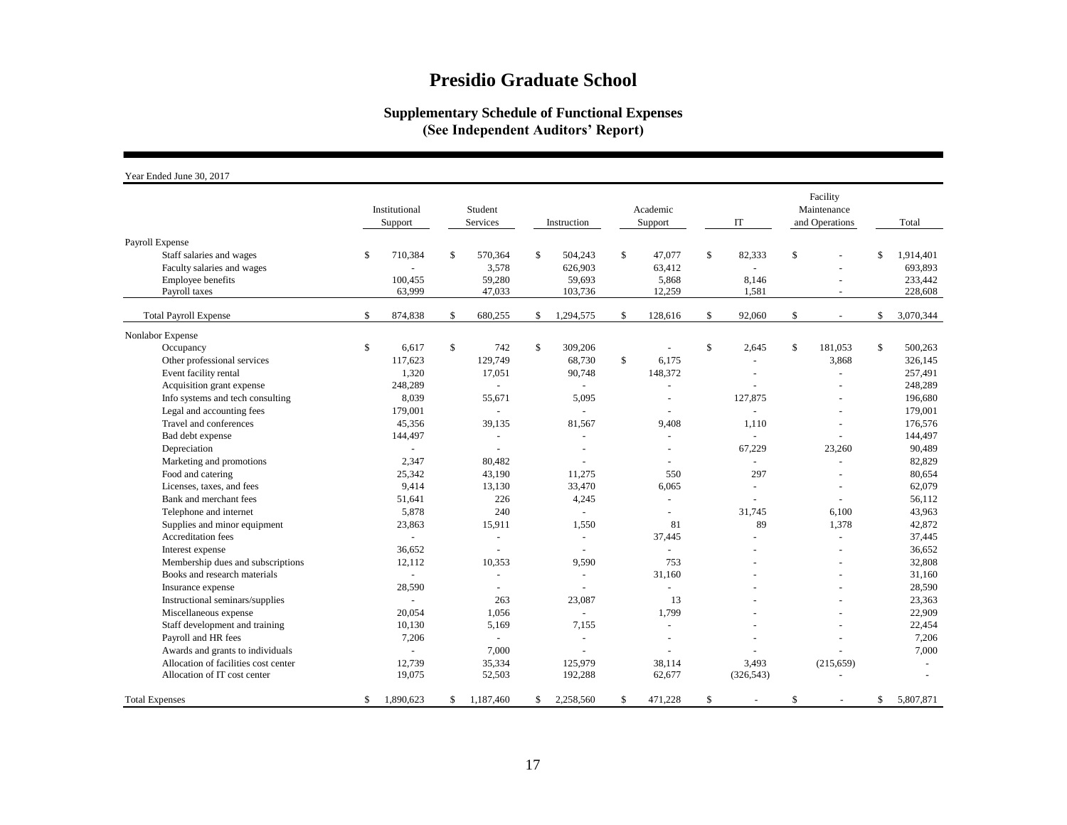# Presidio Graduate School

## Supplementary Schedule of Functional Expenses
### (See Independent Auditors' Report)

Year Ended June 30, 2017

| | Institutional Support | Student Services | Instruction | Academic Support | IT | Facility Maintenance and Operations | Total |
|---|---|---|---|---|---|---|---|
| **Payroll Expense** | | | | | | | |
| Staff salaries and wages | $ 710,384 | $ 570,364 | $ 504,243 | $ 47,077 | $ 82,333 | $ - | $ 1,914,401 |
| Faculty salaries and wages | - | 3,578 | 626,903 | 63,412 | - | - | 693,893 |
| Employee benefits | 100,455 | 59,280 | 59,693 | 5,868 | 8,146 | - | 233,442 |
| Payroll taxes | 63,999 | 47,033 | 103,736 | 12,259 | 1,581 | - | 228,608 |
| Total Payroll Expense | $ 874,838 | $ 680,255 | $ 1,294,575 | $ 128,616 | $ 92,060 | $ - | $ 3,070,344 |
| **Nonlabor Expense** | | | | | | | |
| Occupancy | $ 6,617 | $ 742 | $ 309,206 | - | $ 2,645 | $ 181,053 | $ 500,263 |
| Other professional services | 117,623 | 129,749 | 68,730 | $ 6,175 | - | 3,868 | 326,145 |
| Event facility rental | 1,320 | 17,051 | 90,748 | 148,372 | - | - | 257,491 |
| Acquisition grant expense | 248,289 | - | - | - | - | - | 248,289 |
| Info systems and tech consulting | 8,039 | 55,671 | 5,095 | - | 127,875 | - | 196,680 |
| Legal and accounting fees | 179,001 | - | - | - | - | - | 179,001 |
| Travel and conferences | 45,356 | 39,135 | 81,567 | 9,408 | 1,110 | - | 176,576 |
| Bad debt expense | 144,497 | - | - | - | - | - | 144,497 |
| Depreciation | - | - | - | - | 67,229 | 23,260 | 90,489 |
| Marketing and promotions | 2,347 | 80,482 | - | - | - | - | 82,829 |
| Food and catering | 25,342 | 43,190 | 11,275 | 550 | 297 | - | 80,654 |
| Licenses, taxes, and fees | 9,414 | 13,130 | 33,470 | 6,065 | - | - | 62,079 |
| Bank and merchant fees | 51,641 | 226 | 4,245 | - | - | - | 56,112 |
| Telephone and internet | 5,878 | 240 | - | - | 31,745 | 6,100 | 43,963 |
| Supplies and minor equipment | 23,863 | 15,911 | 1,550 | 81 | 89 | 1,378 | 42,872 |
| Accreditation fees | - | - | - | 37,445 | - | - | 37,445 |
| Interest expense | 36,652 | - | - | - | - | - | 36,652 |
| Membership dues and subscriptions | 12,112 | 10,353 | 9,590 | 753 | - | - | 32,808 |
| Books and research materials | - | - | - | 31,160 | - | - | 31,160 |
| Insurance expense | 28,590 | - | - | - | - | - | 28,590 |
| Instructional seminars/supplies | - | 263 | 23,087 | 13 | - | - | 23,363 |
| Miscellaneous expense | 20,054 | 1,056 | - | 1,799 | - | - | 22,909 |
| Staff development and training | 10,130 | 5,169 | 7,155 | - | - | - | 22,454 |
| Payroll and HR fees | 7,206 | - | - | - | - | - | 7,206 |
| Awards and grants to individuals | - | 7,000 | - | - | - | - | 7,000 |
| Allocation of facilities cost center | 12,739 | 35,334 | 125,979 | 38,114 | 3,493 | (215,659) | - |
| Allocation of IT cost center | 19,075 | 52,503 | 192,288 | 62,677 | (326,543) | - | - |
| Total Expenses | $ 1,890,623 | $ 1,187,460 | $ 2,258,560 | $ 471,228 | $ - | $ - | $ 5,807,871 |